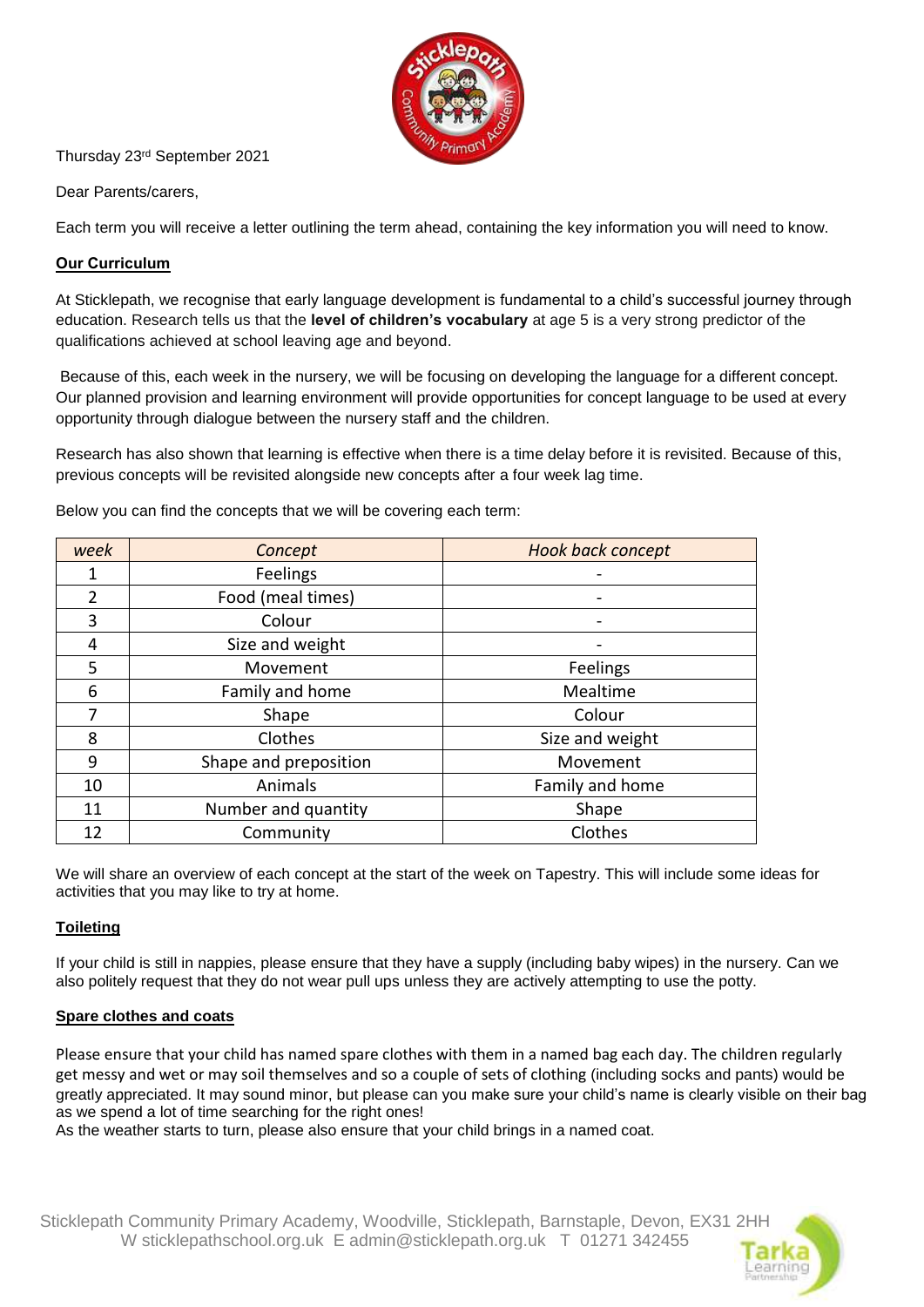Thursday 23rd September 2021

Dear Parents/carers,

Each term you will receive a letter outlining the term ahead, containing the key information you will need to know.

## Our Curriculum

At Sticklepath, we recognise that early language development is fundamental to a child's successful journey through education. Research tells us that the **level of children's vocabulary** at age 5 is a very strong predictor of the qualifications achieved at school leaving age and beyond.

Because of this, each week in the nursery, we will be focusing on developing the language for a different concept. Our planned provision and learning environment will provide opportunities for concept language to be used at every opportunity through dialogue between the nursery staff and the children.

Research has also shown that learning is effective when there is a time delay before it is revisited. Because of this, previous concepts will be revisited alongside new concepts after a four week lag time.

Below you can find the concepts that we will be covering each term:

| *week* | *Concept* | *Hook back concept* |
|---|---|---|
| 1 | Feelings | - |
| 2 | Food (meal times) | - |
| 3 | Colour | - |
| 4 | Size and weight | - |
| 5 | Movement | Feelings |
| 6 | Family and home | Mealtime |
| 7 | Shape | Colour |
| 8 | Clothes | Size and weight |
| 9 | Shape and preposition | Movement |
| 10 | Animals | Family and home |
| 11 | Number and quantity | Shape |
| 12 | Community | Clothes |

We will share an overview of each concept at the start of the week on Tapestry. This will include some ideas for activities that you may like to try at home.

## Toileting

If your child is still in nappies, please ensure that they have a supply (including baby wipes) in the nursery. Can we also politely request that they do not wear pull ups unless they are actively attempting to use the potty.

## Spare clothes and coats

Please ensure that your child has named spare clothes with them in a named bag each day. The children regularly get messy and wet or may soil themselves and so a couple of sets of clothing (including socks and pants) would be greatly appreciated. It may sound minor, but please can you make sure your child's name is clearly visible on their bag as we spend a lot of time searching for the right ones!

As the weather starts to turn, please also ensure that your child brings in a named coat.

Sticklepath Community Primary Academy, Woodville, Sticklepath, Barnstaple, Devon, EX31 2HH
W sticklepathschool.org.uk E admin@sticklepath.org.uk T 01271 342455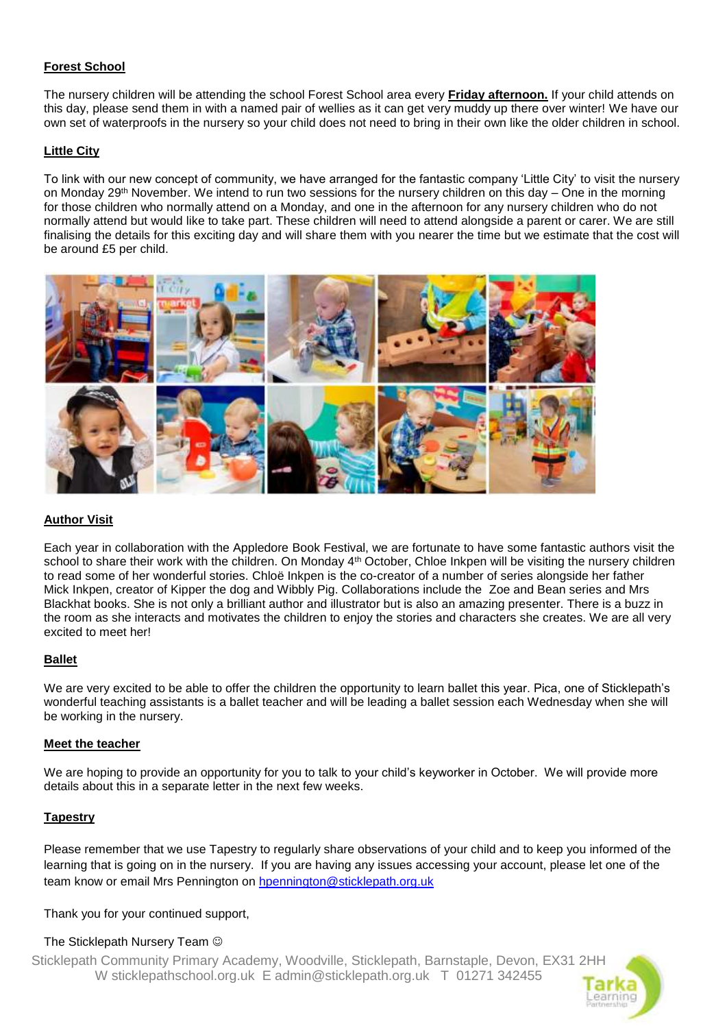**Forest School**

The nursery children will be attending the school Forest School area every **Friday afternoon.** If your child attends on this day, please send them in with a named pair of wellies as it can get very muddy up there over winter! We have our own set of waterproofs in the nursery so your child does not need to bring in their own like the older children in school.

**Little City**

To link with our new concept of community, we have arranged for the fantastic company 'Little City' to visit the nursery on Monday 29th November. We intend to run two sessions for the nursery children on this day – One in the morning for those children who normally attend on a Monday, and one in the afternoon for any nursery children who do not normally attend but would like to take part. These children will need to attend alongside a parent or carer. We are still finalising the details for this exciting day and will share them with you nearer the time but we estimate that the cost will be around £5 per child.

**Author Visit**

Each year in collaboration with the Appledore Book Festival, we are fortunate to have some fantastic authors visit the school to share their work with the children. On Monday 4th October, Chloe Inkpen will be visiting the nursery children to read some of her wonderful stories. Chloë Inkpen is the co-creator of a number of series alongside her father Mick Inkpen, creator of Kipper the dog and Wibbly Pig. Collaborations include the Zoe and Bean series and Mrs Blackhat books. She is not only a brilliant author and illustrator but is also an amazing presenter. There is a buzz in the room as she interacts and motivates the children to enjoy the stories and characters she creates. We are all very excited to meet her!

**Ballet**

We are very excited to be able to offer the children the opportunity to learn ballet this year. Pica, one of Sticklepath's wonderful teaching assistants is a ballet teacher and will be leading a ballet session each Wednesday when she will be working in the nursery.

**Meet the teacher**

We are hoping to provide an opportunity for you to talk to your child's keyworker in October. We will provide more details about this in a separate letter in the next few weeks.

**Tapestry**

Please remember that we use Tapestry to regularly share observations of your child and to keep you informed of the learning that is going on in the nursery. If you are having any issues accessing your account, please let one of the team know or email Mrs Pennington on hpennington@sticklepath.org.uk

Thank you for your continued support,

The Sticklepath Nursery Team ☺

Sticklepath Community Primary Academy, Woodville, Sticklepath, Barnstaple, Devon, EX31 2HH
W sticklepathschool.org.uk E admin@sticklepath.org.uk T 01271 342455